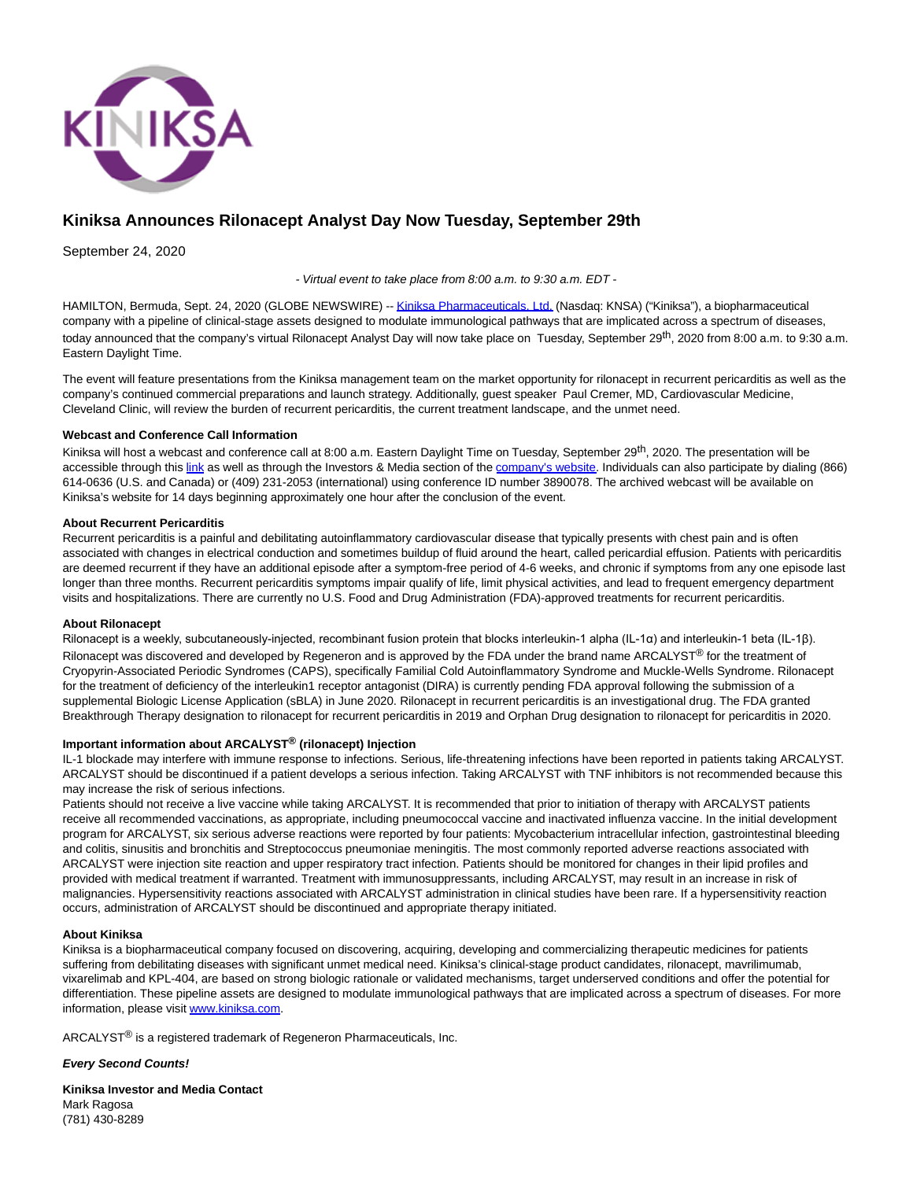# Kiniksa Announces Rilonacept Analyst Day Now Tuesday, September 29th

September 24, 2020

*- Virtual event to take place from 8:00 a.m. to 9:30 a.m. EDT -*

HAMILTON, Bermuda, Sept. 24, 2020 (GLOBE NEWSWIRE) -- Kiniksa Pharmaceuticals, Ltd. (Nasdaq: KNSA) ("Kiniksa"), a biopharmaceutical company with a pipeline of clinical-stage assets designed to modulate immunological pathways that are implicated across a spectrum of diseases, today announced that the company's virtual Rilonacept Analyst Day will now take place on Tuesday, September 29th, 2020 from 8:00 a.m. to 9:30 a.m. Eastern Daylight Time.

The event will feature presentations from the Kiniksa management team on the market opportunity for rilonacept in recurrent pericarditis as well as the company's continued commercial preparations and launch strategy. Additionally, guest speaker Paul Cremer, MD, Cardiovascular Medicine, Cleveland Clinic, will review the burden of recurrent pericarditis, the current treatment landscape, and the unmet need.

**Webcast and Conference Call Information**

Kiniksa will host a webcast and conference call at 8:00 a.m. Eastern Daylight Time on Tuesday, September 29th, 2020. The presentation will be accessible through this link as well as through the Investors & Media section of the company's website. Individuals can also participate by dialing (866) 614-0636 (U.S. and Canada) or (409) 231-2053 (international) using conference ID number 3890078. The archived webcast will be available on Kiniksa's website for 14 days beginning approximately one hour after the conclusion of the event.

**About Recurrent Pericarditis**

Recurrent pericarditis is a painful and debilitating autoinflammatory cardiovascular disease that typically presents with chest pain and is often associated with changes in electrical conduction and sometimes buildup of fluid around the heart, called pericardial effusion. Patients with pericarditis are deemed recurrent if they have an additional episode after a symptom-free period of 4-6 weeks, and chronic if symptoms from any one episode last longer than three months. Recurrent pericarditis symptoms impair qualify of life, limit physical activities, and lead to frequent emergency department visits and hospitalizations. There are currently no U.S. Food and Drug Administration (FDA)-approved treatments for recurrent pericarditis.

**About Rilonacept**

Rilonacept is a weekly, subcutaneously-injected, recombinant fusion protein that blocks interleukin-1 alpha (IL-1α) and interleukin-1 beta (IL-1β). Rilonacept was discovered and developed by Regeneron and is approved by the FDA under the brand name ARCALYST® for the treatment of Cryopyrin-Associated Periodic Syndromes (CAPS), specifically Familial Cold Autoinflammatory Syndrome and Muckle-Wells Syndrome. Rilonacept for the treatment of deficiency of the interleukin1 receptor antagonist (DIRA) is currently pending FDA approval following the submission of a supplemental Biologic License Application (sBLA) in June 2020. Rilonacept in recurrent pericarditis is an investigational drug. The FDA granted Breakthrough Therapy designation to rilonacept for recurrent pericarditis in 2019 and Orphan Drug designation to rilonacept for pericarditis in 2020.

**Important information about ARCALYST® (rilonacept) Injection**

IL-1 blockade may interfere with immune response to infections. Serious, life-threatening infections have been reported in patients taking ARCALYST. ARCALYST should be discontinued if a patient develops a serious infection. Taking ARCALYST with TNF inhibitors is not recommended because this may increase the risk of serious infections.

Patients should not receive a live vaccine while taking ARCALYST. It is recommended that prior to initiation of therapy with ARCALYST patients receive all recommended vaccinations, as appropriate, including pneumococcal vaccine and inactivated influenza vaccine. In the initial development program for ARCALYST, six serious adverse reactions were reported by four patients: Mycobacterium intracellular infection, gastrointestinal bleeding and colitis, sinusitis and bronchitis and Streptococcus pneumoniae meningitis. The most commonly reported adverse reactions associated with ARCALYST were injection site reaction and upper respiratory tract infection. Patients should be monitored for changes in their lipid profiles and provided with medical treatment if warranted. Treatment with immunosuppressants, including ARCALYST, may result in an increase in risk of malignancies. Hypersensitivity reactions associated with ARCALYST administration in clinical studies have been rare. If a hypersensitivity reaction occurs, administration of ARCALYST should be discontinued and appropriate therapy initiated.

**About Kiniksa**

Kiniksa is a biopharmaceutical company focused on discovering, acquiring, developing and commercializing therapeutic medicines for patients suffering from debilitating diseases with significant unmet medical need. Kiniksa's clinical-stage product candidates, rilonacept, mavrilimumab, vixarelimab and KPL-404, are based on strong biologic rationale or validated mechanisms, target underserved conditions and offer the potential for differentiation. These pipeline assets are designed to modulate immunological pathways that are implicated across a spectrum of diseases. For more information, please visit www.kiniksa.com.

ARCALYST® is a registered trademark of Regeneron Pharmaceuticals, Inc.

***Every Second Counts!***

**Kiniksa Investor and Media Contact**
Mark Ragosa
(781) 430-8289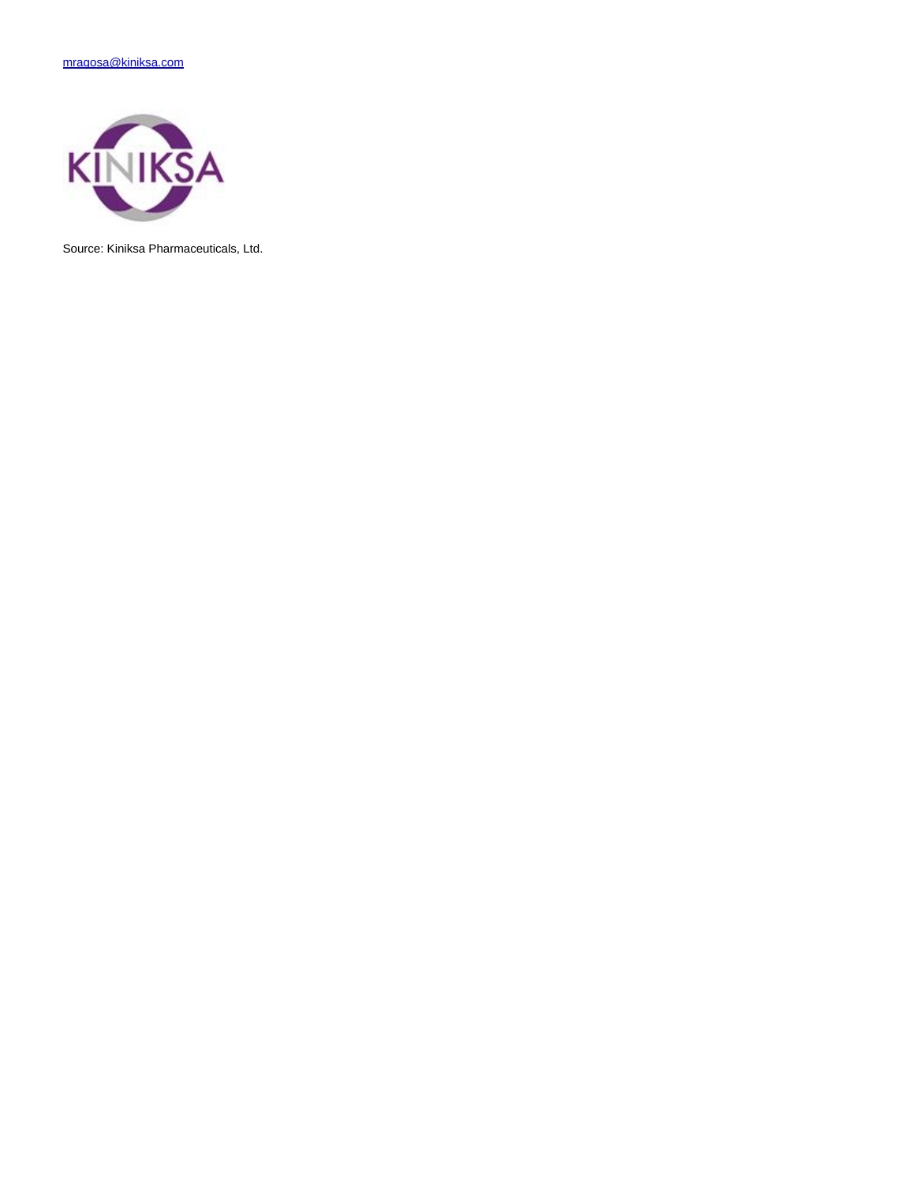mragosa@kiniksa.com

Source: Kiniksa Pharmaceuticals, Ltd.